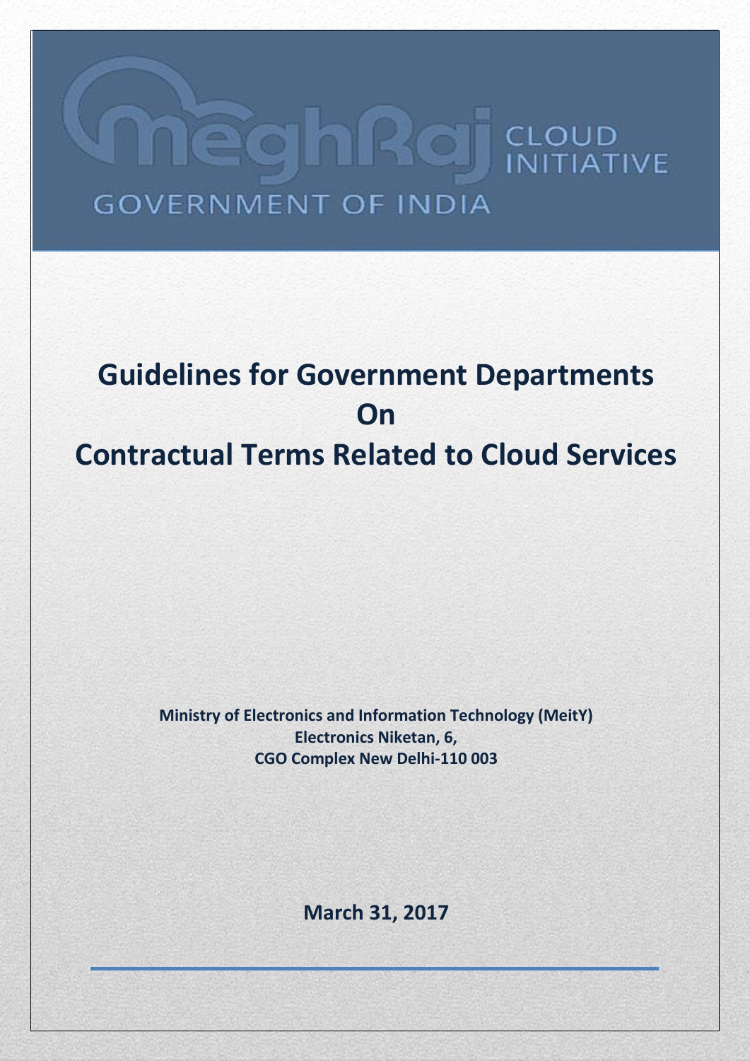MeghRaj CLOUD INITIATIVE

GOVERNMENT OF INDIA

# Guidelines for Government Departments On Contractual Terms Related to Cloud Services

**Ministry of Electronics and Information Technology (MeitY)**
**Electronics Niketan, 6,**
**CGO Complex New Delhi-110 003**

**March 31, 2017**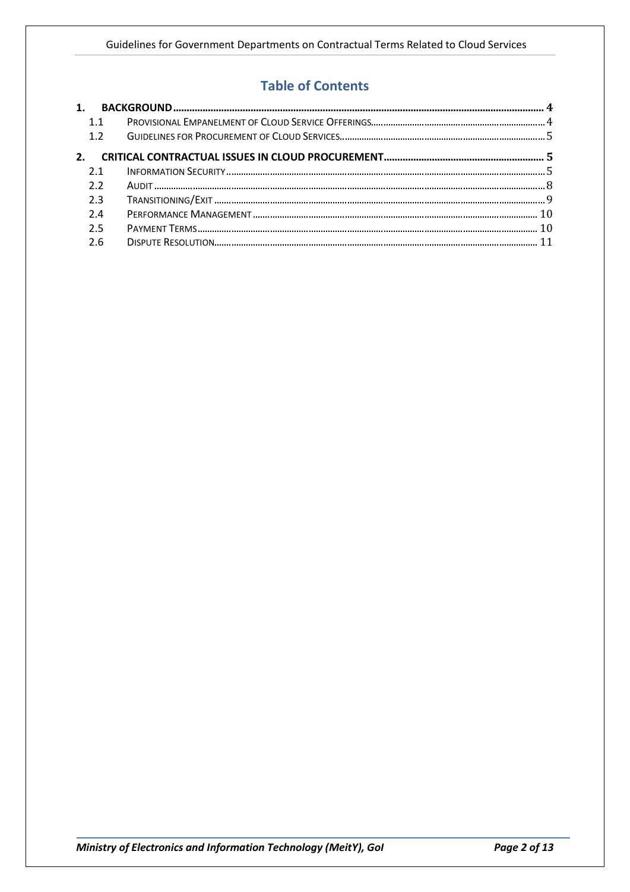## Table of Contents

1. BACKGROUND .......... 4
   - 1.1 PROVISIONAL EMPANELMENT OF CLOUD SERVICE OFFERINGS .......... 4
   - 1.2 GUIDELINES FOR PROCUREMENT OF CLOUD SERVICES .......... 5
2. CRITICAL CONTRACTUAL ISSUES IN CLOUD PROCUREMENT .......... 5
   - 2.1 INFORMATION SECURITY .......... 5
   - 2.2 AUDIT .......... 8
   - 2.3 TRANSITIONING/EXIT .......... 9
   - 2.4 PERFORMANCE MANAGEMENT .......... 10
   - 2.5 PAYMENT TERMS .......... 10
   - 2.6 DISPUTE RESOLUTION .......... 11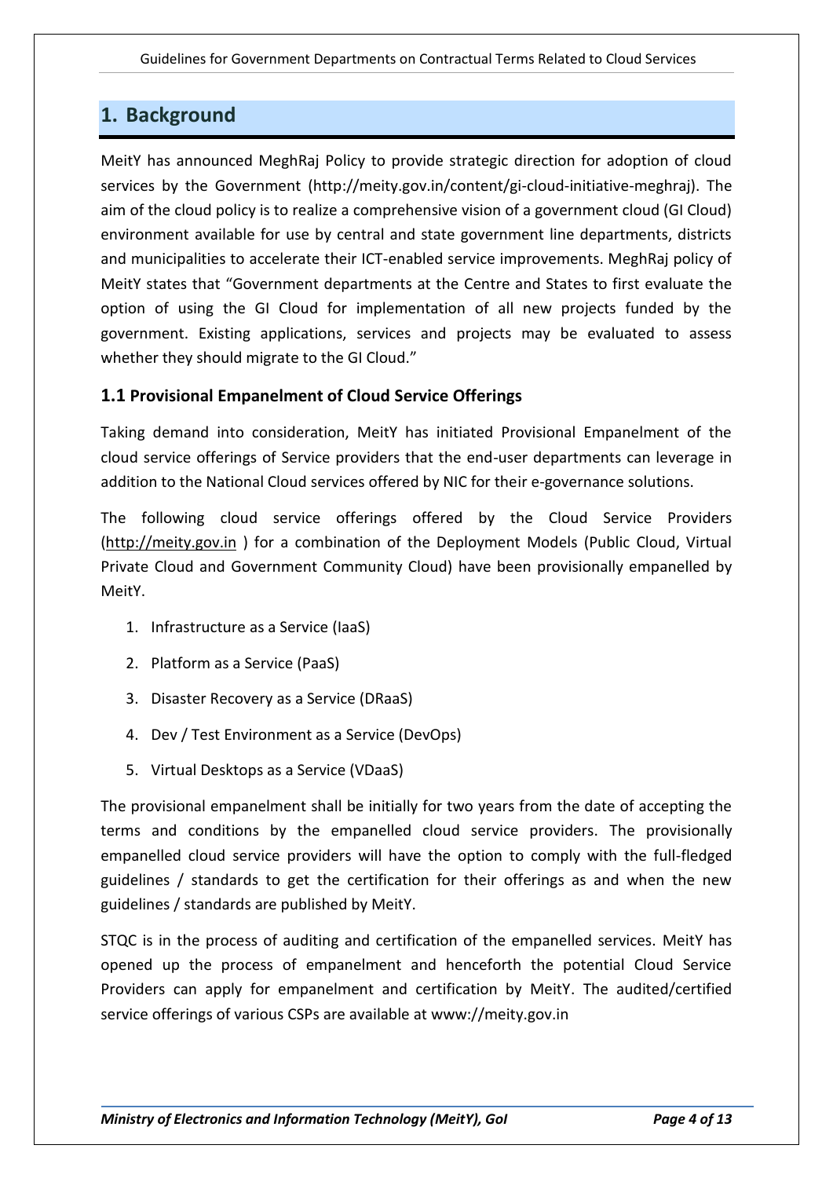# 1. Background

MeitY has announced MeghRaj Policy to provide strategic direction for adoption of cloud services by the Government (http://meity.gov.in/content/gi-cloud-initiative-meghraj). The aim of the cloud policy is to realize a comprehensive vision of a government cloud (GI Cloud) environment available for use by central and state government line departments, districts and municipalities to accelerate their ICT-enabled service improvements. MeghRaj policy of MeitY states that "Government departments at the Centre and States to first evaluate the option of using the GI Cloud for implementation of all new projects funded by the government. Existing applications, services and projects may be evaluated to assess whether they should migrate to the GI Cloud."

## 1.1 Provisional Empanelment of Cloud Service Offerings

Taking demand into consideration, MeitY has initiated Provisional Empanelment of the cloud service offerings of Service providers that the end-user departments can leverage in addition to the National Cloud services offered by NIC for their e-governance solutions.

The following cloud service offerings offered by the Cloud Service Providers (http://meity.gov.in ) for a combination of the Deployment Models (Public Cloud, Virtual Private Cloud and Government Community Cloud) have been provisionally empanelled by MeitY.

1. Infrastructure as a Service (IaaS)
2. Platform as a Service (PaaS)
3. Disaster Recovery as a Service (DRaaS)
4. Dev / Test Environment as a Service (DevOps)
5. Virtual Desktops as a Service (VDaaS)

The provisional empanelment shall be initially for two years from the date of accepting the terms and conditions by the empanelled cloud service providers. The provisionally empanelled cloud service providers will have the option to comply with the full-fledged guidelines / standards to get the certification for their offerings as and when the new guidelines / standards are published by MeitY.

STQC is in the process of auditing and certification of the empanelled services. MeitY has opened up the process of empanelment and henceforth the potential Cloud Service Providers can apply for empanelment and certification by MeitY. The audited/certified service offerings of various CSPs are available at www://meity.gov.in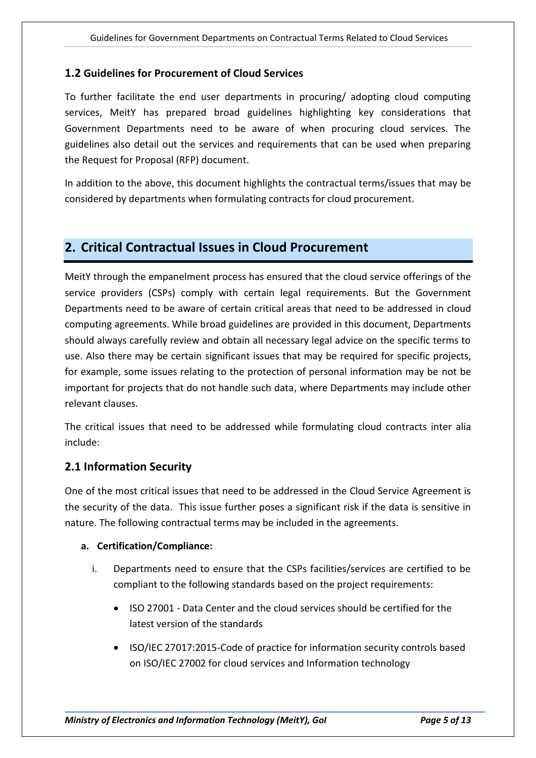### 1.2 Guidelines for Procurement of Cloud Services

To further facilitate the end user departments in procuring/ adopting cloud computing services, MeitY has prepared broad guidelines highlighting key considerations that Government Departments need to be aware of when procuring cloud services. The guidelines also detail out the services and requirements that can be used when preparing the Request for Proposal (RFP) document.

In addition to the above, this document highlights the contractual terms/issues that may be considered by departments when formulating contracts for cloud procurement.

## 2. Critical Contractual Issues in Cloud Procurement

MeitY through the empanelment process has ensured that the cloud service offerings of the service providers (CSPs) comply with certain legal requirements. But the Government Departments need to be aware of certain critical areas that need to be addressed in cloud computing agreements. While broad guidelines are provided in this document, Departments should always carefully review and obtain all necessary legal advice on the specific terms to use. Also there may be certain significant issues that may be required for specific projects, for example, some issues relating to the protection of personal information may be not be important for projects that do not handle such data, where Departments may include other relevant clauses.

The critical issues that need to be addressed while formulating cloud contracts inter alia include:

### 2.1 Information Security

One of the most critical issues that need to be addressed in the Cloud Service Agreement is the security of the data. This issue further poses a significant risk if the data is sensitive in nature. The following contractual terms may be included in the agreements.

**a. Certification/Compliance:**

i. Departments need to ensure that the CSPs facilities/services are certified to be compliant to the following standards based on the project requirements:

- ISO 27001 - Data Center and the cloud services should be certified for the latest version of the standards
- ISO/IEC 27017:2015-Code of practice for information security controls based on ISO/IEC 27002 for cloud services and Information technology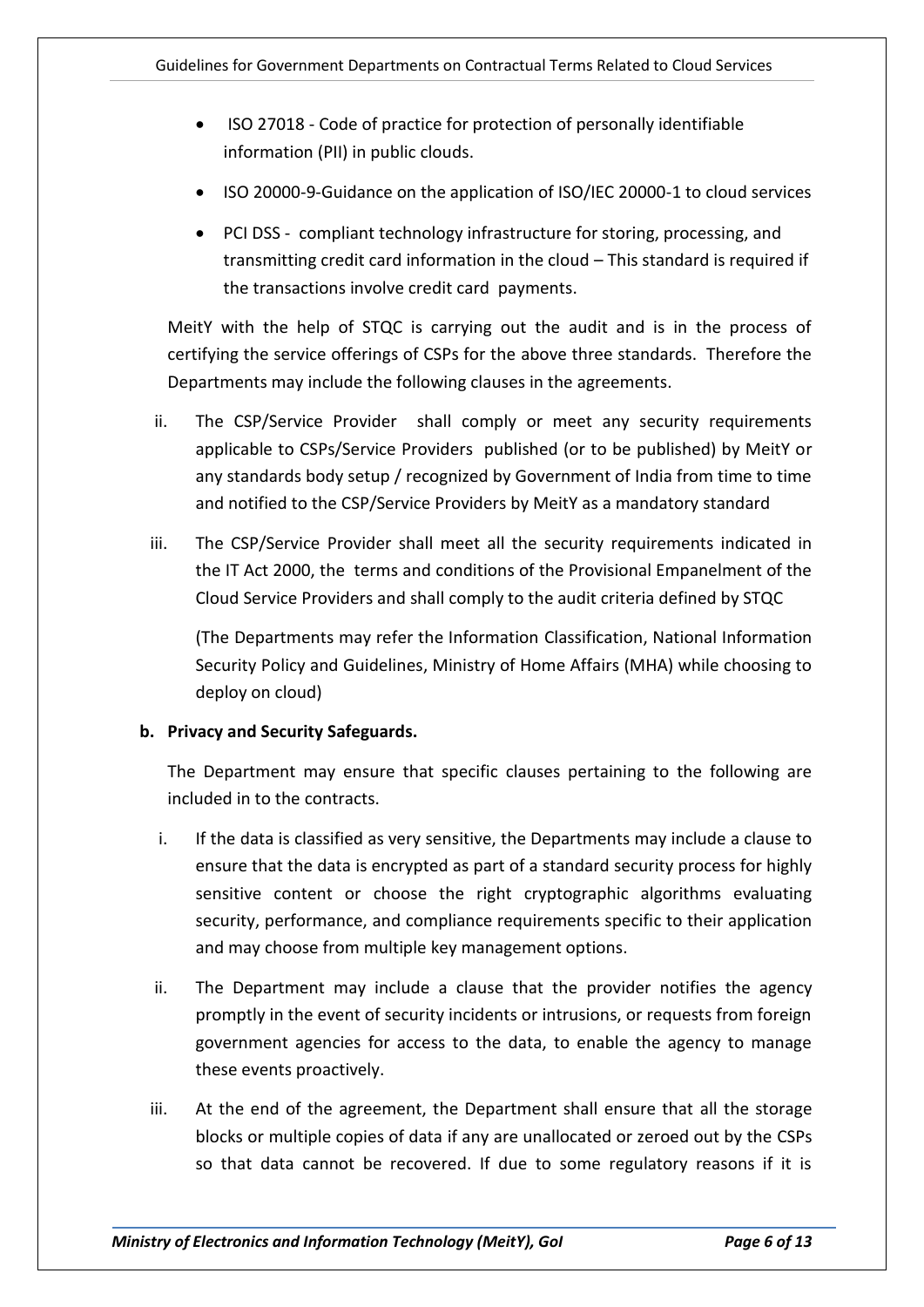- ISO 27018 - Code of practice for protection of personally identifiable information (PII) in public clouds.
- ISO 20000-9-Guidance on the application of ISO/IEC 20000-1 to cloud services
- PCI DSS - compliant technology infrastructure for storing, processing, and transmitting credit card information in the cloud – This standard is required if the transactions involve credit card payments.

MeitY with the help of STQC is carrying out the audit and is in the process of certifying the service offerings of CSPs for the above three standards. Therefore the Departments may include the following clauses in the agreements.

ii. The CSP/Service Provider shall comply or meet any security requirements applicable to CSPs/Service Providers published (or to be published) by MeitY or any standards body setup / recognized by Government of India from time to time and notified to the CSP/Service Providers by MeitY as a mandatory standard

iii. The CSP/Service Provider shall meet all the security requirements indicated in the IT Act 2000, the terms and conditions of the Provisional Empanelment of the Cloud Service Providers and shall comply to the audit criteria defined by STQC

(The Departments may refer the Information Classification, National Information Security Policy and Guidelines, Ministry of Home Affairs (MHA) while choosing to deploy on cloud)

**b. Privacy and Security Safeguards.**

The Department may ensure that specific clauses pertaining to the following are included in to the contracts.

i. If the data is classified as very sensitive, the Departments may include a clause to ensure that the data is encrypted as part of a standard security process for highly sensitive content or choose the right cryptographic algorithms evaluating security, performance, and compliance requirements specific to their application and may choose from multiple key management options.

ii. The Department may include a clause that the provider notifies the agency promptly in the event of security incidents or intrusions, or requests from foreign government agencies for access to the data, to enable the agency to manage these events proactively.

iii. At the end of the agreement, the Department shall ensure that all the storage blocks or multiple copies of data if any are unallocated or zeroed out by the CSPs so that data cannot be recovered. If due to some regulatory reasons if it is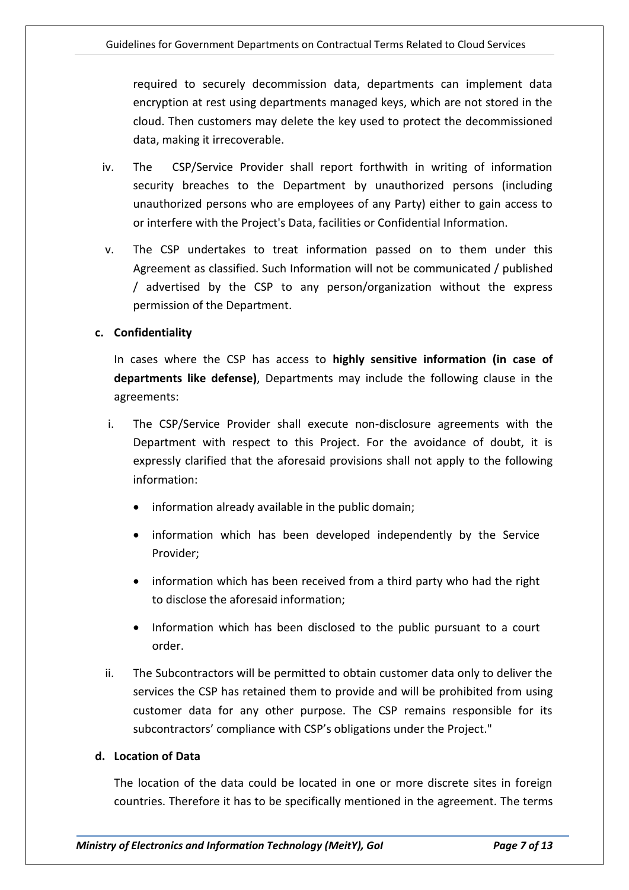required to securely decommission data, departments can implement data encryption at rest using departments managed keys, which are not stored in the cloud. Then customers may delete the key used to protect the decommissioned data, making it irrecoverable.

iv. The CSP/Service Provider shall report forthwith in writing of information security breaches to the Department by unauthorized persons (including unauthorized persons who are employees of any Party) either to gain access to or interfere with the Project's Data, facilities or Confidential Information.

v. The CSP undertakes to treat information passed on to them under this Agreement as classified. Such Information will not be communicated / published / advertised by the CSP to any person/organization without the express permission of the Department.

**c. Confidentiality**

In cases where the CSP has access to **highly sensitive information (in case of departments like defense)**, Departments may include the following clause in the agreements:

i. The CSP/Service Provider shall execute non-disclosure agreements with the Department with respect to this Project. For the avoidance of doubt, it is expressly clarified that the aforesaid provisions shall not apply to the following information:

- information already available in the public domain;
- information which has been developed independently by the Service Provider;
- information which has been received from a third party who had the right to disclose the aforesaid information;
- Information which has been disclosed to the public pursuant to a court order.

ii. The Subcontractors will be permitted to obtain customer data only to deliver the services the CSP has retained them to provide and will be prohibited from using customer data for any other purpose. The CSP remains responsible for its subcontractors' compliance with CSP's obligations under the Project."

**d. Location of Data**

The location of the data could be located in one or more discrete sites in foreign countries. Therefore it has to be specifically mentioned in the agreement. The terms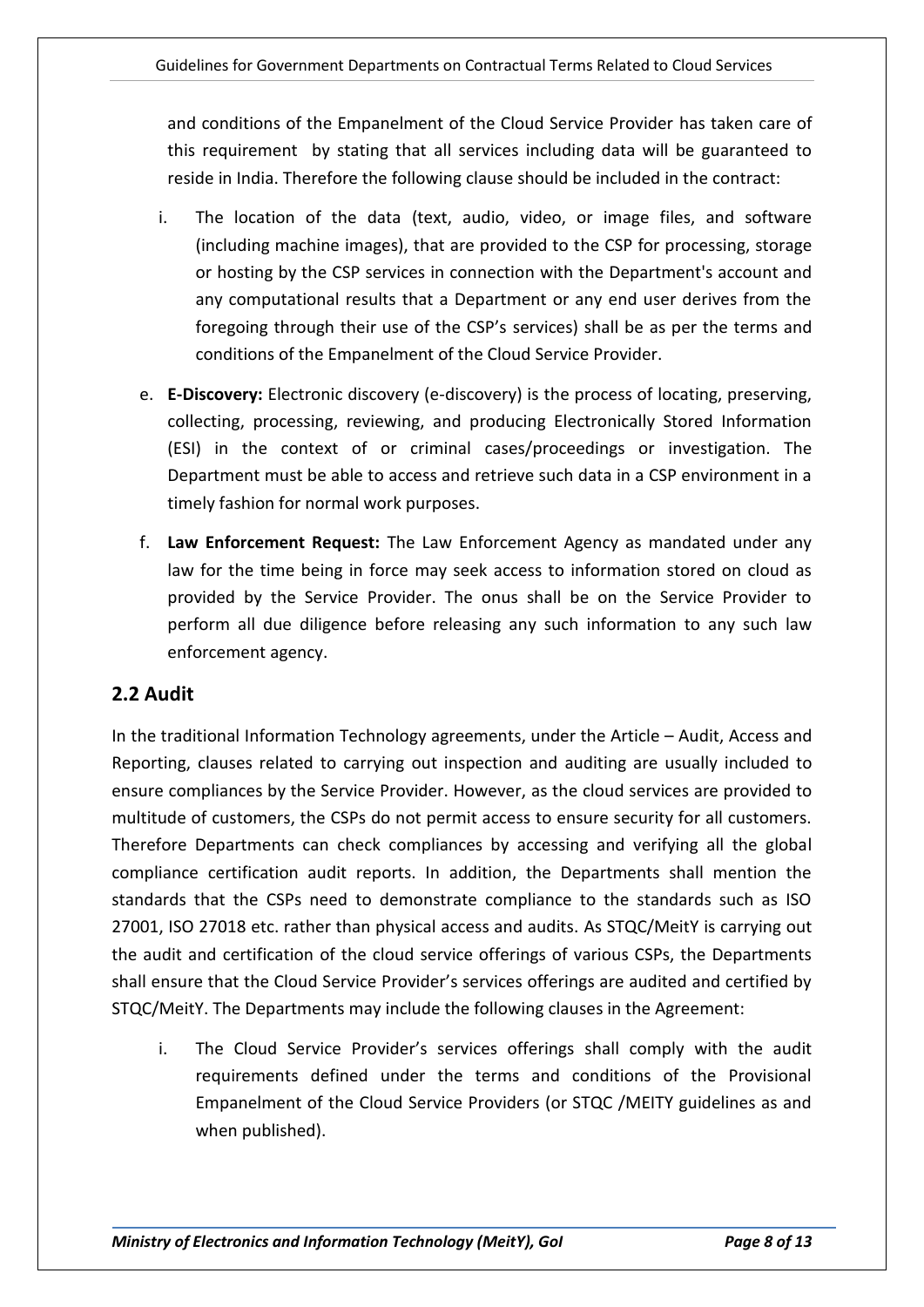and conditions of the Empanelment of the Cloud Service Provider has taken care of this requirement by stating that all services including data will be guaranteed to reside in India. Therefore the following clause should be included in the contract:

i. The location of the data (text, audio, video, or image files, and software (including machine images), that are provided to the CSP for processing, storage or hosting by the CSP services in connection with the Department's account and any computational results that a Department or any end user derives from the foregoing through their use of the CSP's services) shall be as per the terms and conditions of the Empanelment of the Cloud Service Provider.

e. **E-Discovery:** Electronic discovery (e-discovery) is the process of locating, preserving, collecting, processing, reviewing, and producing Electronically Stored Information (ESI) in the context of or criminal cases/proceedings or investigation. The Department must be able to access and retrieve such data in a CSP environment in a timely fashion for normal work purposes.

f. **Law Enforcement Request:** The Law Enforcement Agency as mandated under any law for the time being in force may seek access to information stored on cloud as provided by the Service Provider. The onus shall be on the Service Provider to perform all due diligence before releasing any such information to any such law enforcement agency.

## 2.2 Audit

In the traditional Information Technology agreements, under the Article – Audit, Access and Reporting, clauses related to carrying out inspection and auditing are usually included to ensure compliances by the Service Provider. However, as the cloud services are provided to multitude of customers, the CSPs do not permit access to ensure security for all customers. Therefore Departments can check compliances by accessing and verifying all the global compliance certification audit reports. In addition, the Departments shall mention the standards that the CSPs need to demonstrate compliance to the standards such as ISO 27001, ISO 27018 etc. rather than physical access and audits. As STQC/MeitY is carrying out the audit and certification of the cloud service offerings of various CSPs, the Departments shall ensure that the Cloud Service Provider's services offerings are audited and certified by STQC/MeitY. The Departments may include the following clauses in the Agreement:

i. The Cloud Service Provider's services offerings shall comply with the audit requirements defined under the terms and conditions of the Provisional Empanelment of the Cloud Service Providers (or STQC /MEITY guidelines as and when published).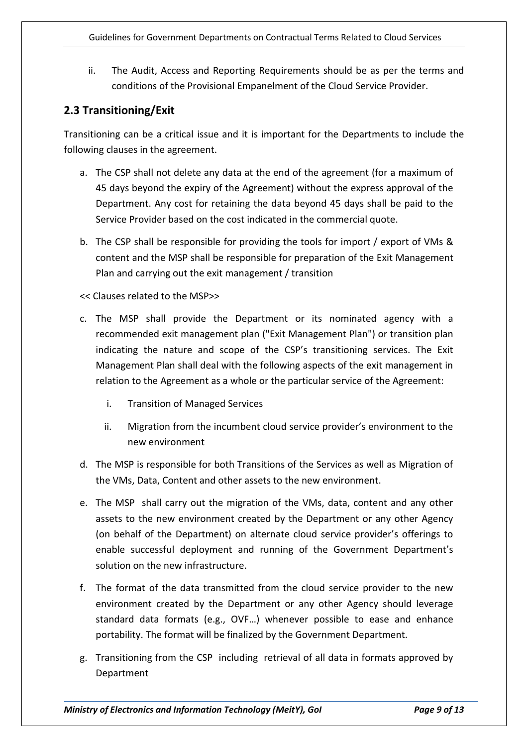ii. The Audit, Access and Reporting Requirements should be as per the terms and conditions of the Provisional Empanelment of the Cloud Service Provider.

## 2.3 Transitioning/Exit

Transitioning can be a critical issue and it is important for the Departments to include the following clauses in the agreement.

a. The CSP shall not delete any data at the end of the agreement (for a maximum of 45 days beyond the expiry of the Agreement) without the express approval of the Department. Any cost for retaining the data beyond 45 days shall be paid to the Service Provider based on the cost indicated in the commercial quote.

b. The CSP shall be responsible for providing the tools for import / export of VMs & content and the MSP shall be responsible for preparation of the Exit Management Plan and carrying out the exit management / transition

<< Clauses related to the MSP>>

c. The MSP shall provide the Department or its nominated agency with a recommended exit management plan ("Exit Management Plan") or transition plan indicating the nature and scope of the CSP's transitioning services. The Exit Management Plan shall deal with the following aspects of the exit management in relation to the Agreement as a whole or the particular service of the Agreement:

   i. Transition of Managed Services

   ii. Migration from the incumbent cloud service provider's environment to the new environment

d. The MSP is responsible for both Transitions of the Services as well as Migration of the VMs, Data, Content and other assets to the new environment.

e. The MSP shall carry out the migration of the VMs, data, content and any other assets to the new environment created by the Department or any other Agency (on behalf of the Department) on alternate cloud service provider's offerings to enable successful deployment and running of the Government Department's solution on the new infrastructure.

f. The format of the data transmitted from the cloud service provider to the new environment created by the Department or any other Agency should leverage standard data formats (e.g., OVF…) whenever possible to ease and enhance portability. The format will be finalized by the Government Department.

g. Transitioning from the CSP including retrieval of all data in formats approved by Department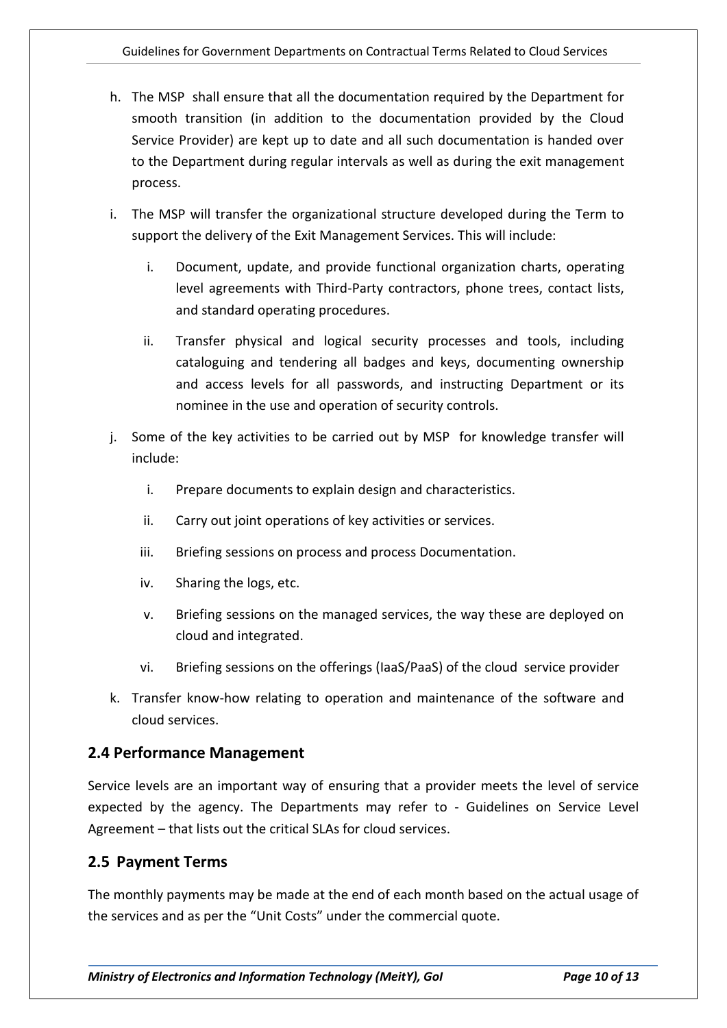h. The MSP shall ensure that all the documentation required by the Department for smooth transition (in addition to the documentation provided by the Cloud Service Provider) are kept up to date and all such documentation is handed over to the Department during regular intervals as well as during the exit management process.

i. The MSP will transfer the organizational structure developed during the Term to support the delivery of the Exit Management Services. This will include:

   i. Document, update, and provide functional organization charts, operating level agreements with Third-Party contractors, phone trees, contact lists, and standard operating procedures.

   ii. Transfer physical and logical security processes and tools, including cataloguing and tendering all badges and keys, documenting ownership and access levels for all passwords, and instructing Department or its nominee in the use and operation of security controls.

j. Some of the key activities to be carried out by MSP for knowledge transfer will include:

   i. Prepare documents to explain design and characteristics.

   ii. Carry out joint operations of key activities or services.

   iii. Briefing sessions on process and process Documentation.

   iv. Sharing the logs, etc.

   v. Briefing sessions on the managed services, the way these are deployed on cloud and integrated.

   vi. Briefing sessions on the offerings (IaaS/PaaS) of the cloud service provider

k. Transfer know-how relating to operation and maintenance of the software and cloud services.

## 2.4 Performance Management

Service levels are an important way of ensuring that a provider meets the level of service expected by the agency. The Departments may refer to - Guidelines on Service Level Agreement – that lists out the critical SLAs for cloud services.

## 2.5 Payment Terms

The monthly payments may be made at the end of each month based on the actual usage of the services and as per the "Unit Costs" under the commercial quote.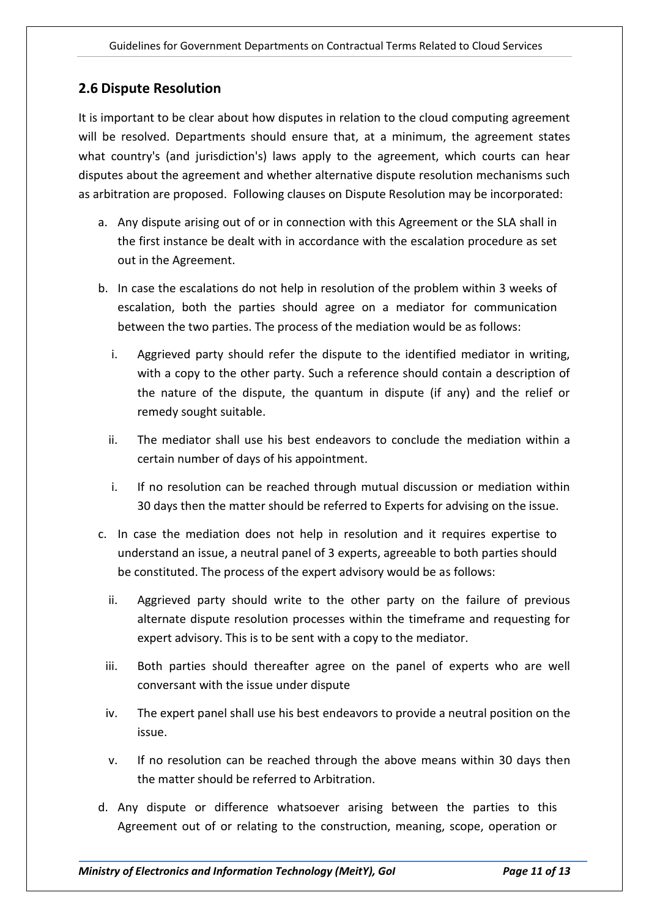## 2.6 Dispute Resolution

It is important to be clear about how disputes in relation to the cloud computing agreement will be resolved. Departments should ensure that, at a minimum, the agreement states what country's (and jurisdiction's) laws apply to the agreement, which courts can hear disputes about the agreement and whether alternative dispute resolution mechanisms such as arbitration are proposed. Following clauses on Dispute Resolution may be incorporated:

a. Any dispute arising out of or in connection with this Agreement or the SLA shall in the first instance be dealt with in accordance with the escalation procedure as set out in the Agreement.

b. In case the escalations do not help in resolution of the problem within 3 weeks of escalation, both the parties should agree on a mediator for communication between the two parties. The process of the mediation would be as follows:

   i. Aggrieved party should refer the dispute to the identified mediator in writing, with a copy to the other party. Such a reference should contain a description of the nature of the dispute, the quantum in dispute (if any) and the relief or remedy sought suitable.

   ii. The mediator shall use his best endeavors to conclude the mediation within a certain number of days of his appointment.

   i. If no resolution can be reached through mutual discussion or mediation within 30 days then the matter should be referred to Experts for advising on the issue.

c. In case the mediation does not help in resolution and it requires expertise to understand an issue, a neutral panel of 3 experts, agreeable to both parties should be constituted. The process of the expert advisory would be as follows:

   ii. Aggrieved party should write to the other party on the failure of previous alternate dispute resolution processes within the timeframe and requesting for expert advisory. This is to be sent with a copy to the mediator.

   iii. Both parties should thereafter agree on the panel of experts who are well conversant with the issue under dispute

   iv. The expert panel shall use his best endeavors to provide a neutral position on the issue.

   v. If no resolution can be reached through the above means within 30 days then the matter should be referred to Arbitration.

d. Any dispute or difference whatsoever arising between the parties to this Agreement out of or relating to the construction, meaning, scope, operation or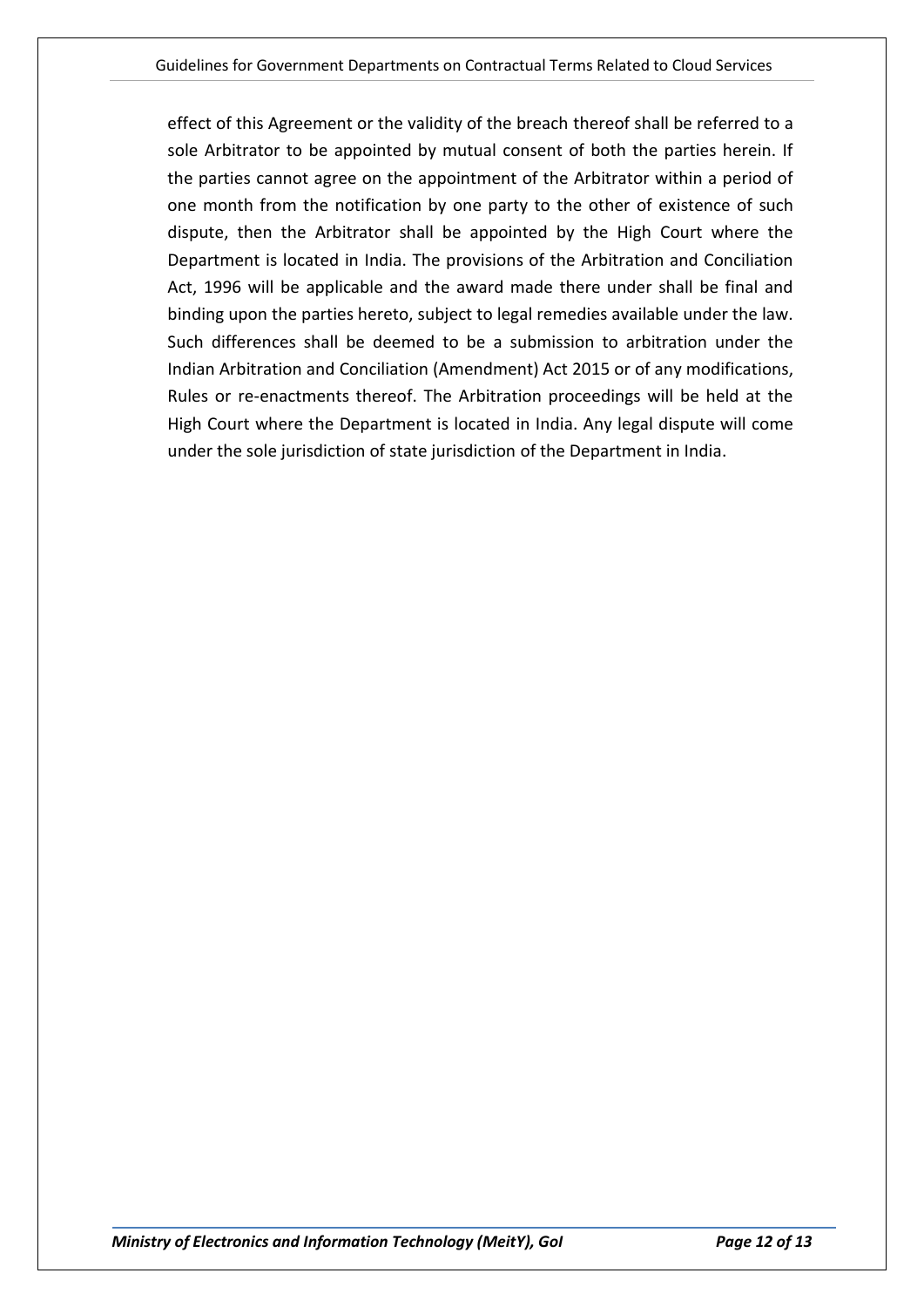effect of this Agreement or the validity of the breach thereof shall be referred to a sole Arbitrator to be appointed by mutual consent of both the parties herein. If the parties cannot agree on the appointment of the Arbitrator within a period of one month from the notification by one party to the other of existence of such dispute, then the Arbitrator shall be appointed by the High Court where the Department is located in India. The provisions of the Arbitration and Conciliation Act, 1996 will be applicable and the award made there under shall be final and binding upon the parties hereto, subject to legal remedies available under the law. Such differences shall be deemed to be a submission to arbitration under the Indian Arbitration and Conciliation (Amendment) Act 2015 or of any modifications, Rules or re-enactments thereof. The Arbitration proceedings will be held at the High Court where the Department is located in India. Any legal dispute will come under the sole jurisdiction of state jurisdiction of the Department in India.